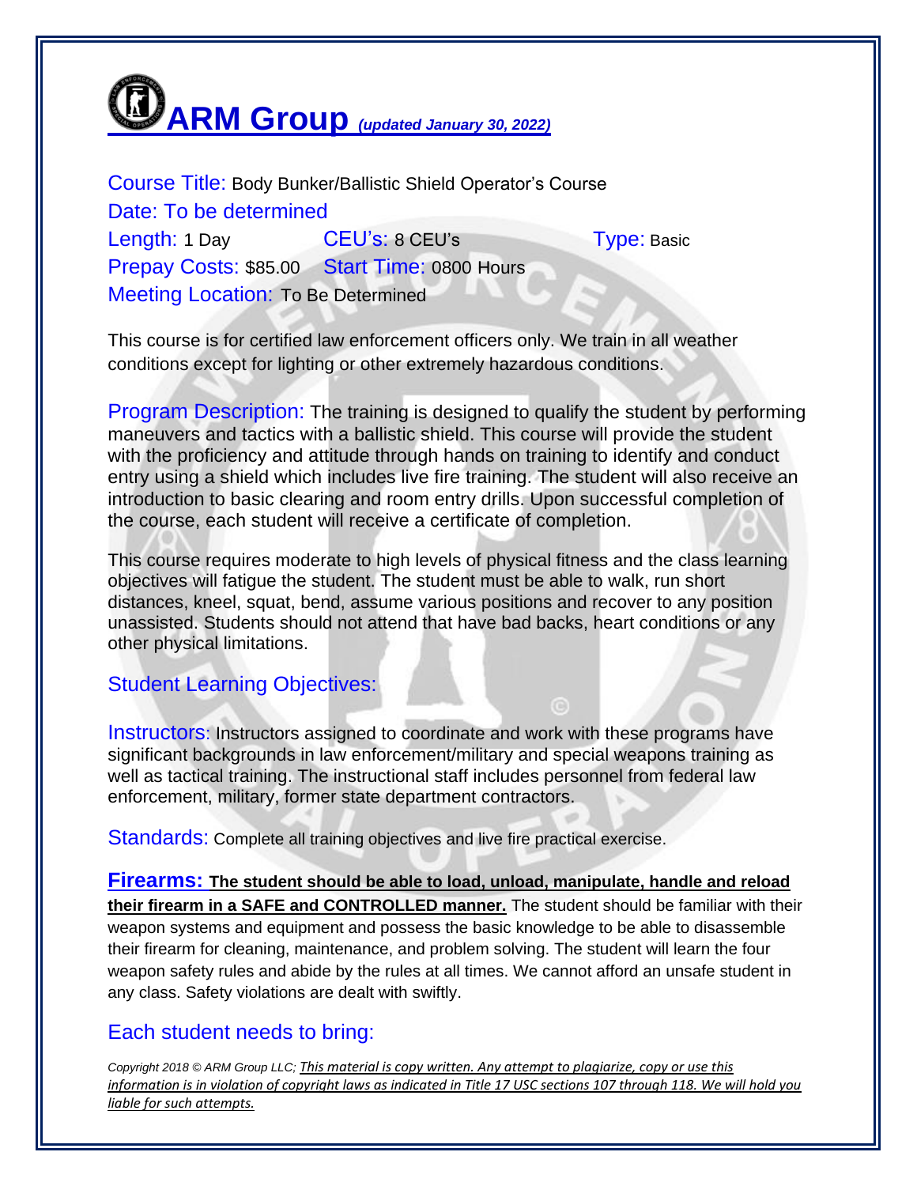# ARM Group *(updated January 30, 2022)*

Course Title: Body Bunker/Ballistic Shield Operator's Course
Date: To be determined
Length: 1 Day CEU's: 8 CEU's Type: Basic
Prepay Costs: $85.00 Start Time: 0800 Hours
Meeting Location: To Be Determined

This course is for certified law enforcement officers only. We train in all weather conditions except for lighting or other extremely hazardous conditions.

Program Description: The training is designed to qualify the student by performing maneuvers and tactics with a ballistic shield. This course will provide the student with the proficiency and attitude through hands on training to identify and conduct entry using a shield which includes live fire training. The student will also receive an introduction to basic clearing and room entry drills. Upon successful completion of the course, each student will receive a certificate of completion.

This course requires moderate to high levels of physical fitness and the class learning objectives will fatigue the student. The student must be able to walk, run short distances, kneel, squat, bend, assume various positions and recover to any position unassisted. Students should not attend that have bad backs, heart conditions or any other physical limitations.

## Student Learning Objectives:

Instructors: Instructors assigned to coordinate and work with these programs have significant backgrounds in law enforcement/military and special weapons training as well as tactical training. The instructional staff includes personnel from federal law enforcement, military, former state department contractors.

Standards: Complete all training objectives and live fire practical exercise.

**Firearms: The student should be able to load, unload, manipulate, handle and reload their firearm in a SAFE and CONTROLLED manner.** The student should be familiar with their weapon systems and equipment and possess the basic knowledge to be able to disassemble their firearm for cleaning, maintenance, and problem solving. The student will learn the four weapon safety rules and abide by the rules at all times. We cannot afford an unsafe student in any class. Safety violations are dealt with swiftly.

## Each student needs to bring:

*Copyright 2018 © ARM Group LLC; This material is copy written. Any attempt to plagiarize, copy or use this information is in violation of copyright laws as indicated in Title 17 USC sections 107 through 118. We will hold you liable for such attempts.*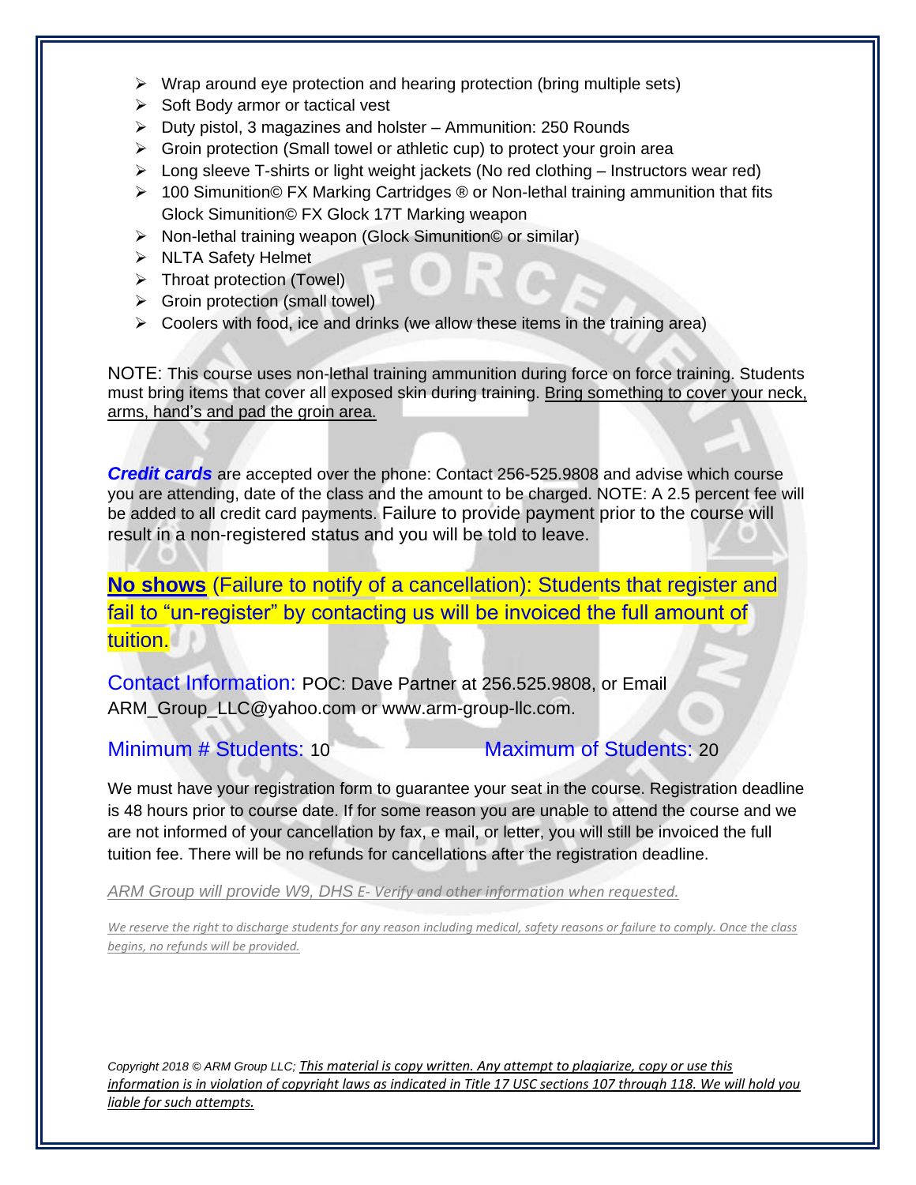- Wrap around eye protection and hearing protection (bring multiple sets)
- Soft Body armor or tactical vest
- Duty pistol, 3 magazines and holster – Ammunition: 250 Rounds
- Groin protection (Small towel or athletic cup) to protect your groin area
- Long sleeve T-shirts or light weight jackets (No red clothing – Instructors wear red)
- 100 Simunition© FX Marking Cartridges ® or Non-lethal training ammunition that fits Glock Simunition© FX Glock 17T Marking weapon
- Non-lethal training weapon (Glock Simunition© or similar)
- NLTA Safety Helmet
- Throat protection (Towel)
- Groin protection (small towel)
- Coolers with food, ice and drinks (we allow these items in the training area)

NOTE: This course uses non-lethal training ammunition during force on force training. Students must bring items that cover all exposed skin during training. Bring something to cover your neck, arms, hand's and pad the groin area.

***Credit cards*** are accepted over the phone: Contact 256-525.9808 and advise which course you are attending, date of the class and the amount to be charged. NOTE: A 2.5 percent fee will be added to all credit card payments. Failure to provide payment prior to the course will result in a non-registered status and you will be told to leave.

**No shows** (Failure to notify of a cancellation): Students that register and fail to "un-register" by contacting us will be invoiced the full amount of tuition.

Contact Information: POC: Dave Partner at 256.525.9808, or Email ARM_Group_LLC@yahoo.com or www.arm-group-llc.com.

Minimum # Students: 10

Maximum of Students: 20

We must have your registration form to guarantee your seat in the course. Registration deadline is 48 hours prior to course date. If for some reason you are unable to attend the course and we are not informed of your cancellation by fax, e mail, or letter, you will still be invoiced the full tuition fee. There will be no refunds for cancellations after the registration deadline.

*ARM Group will provide W9, DHS E- Verify and other information when requested.*

*We reserve the right to discharge students for any reason including medical, safety reasons or failure to comply. Once the class begins, no refunds will be provided.*

*Copyright 2018 © ARM Group LLC; This material is copy written. Any attempt to plagiarize, copy or use this information is in violation of copyright laws as indicated in Title 17 USC sections 107 through 118. We will hold you liable for such attempts.*